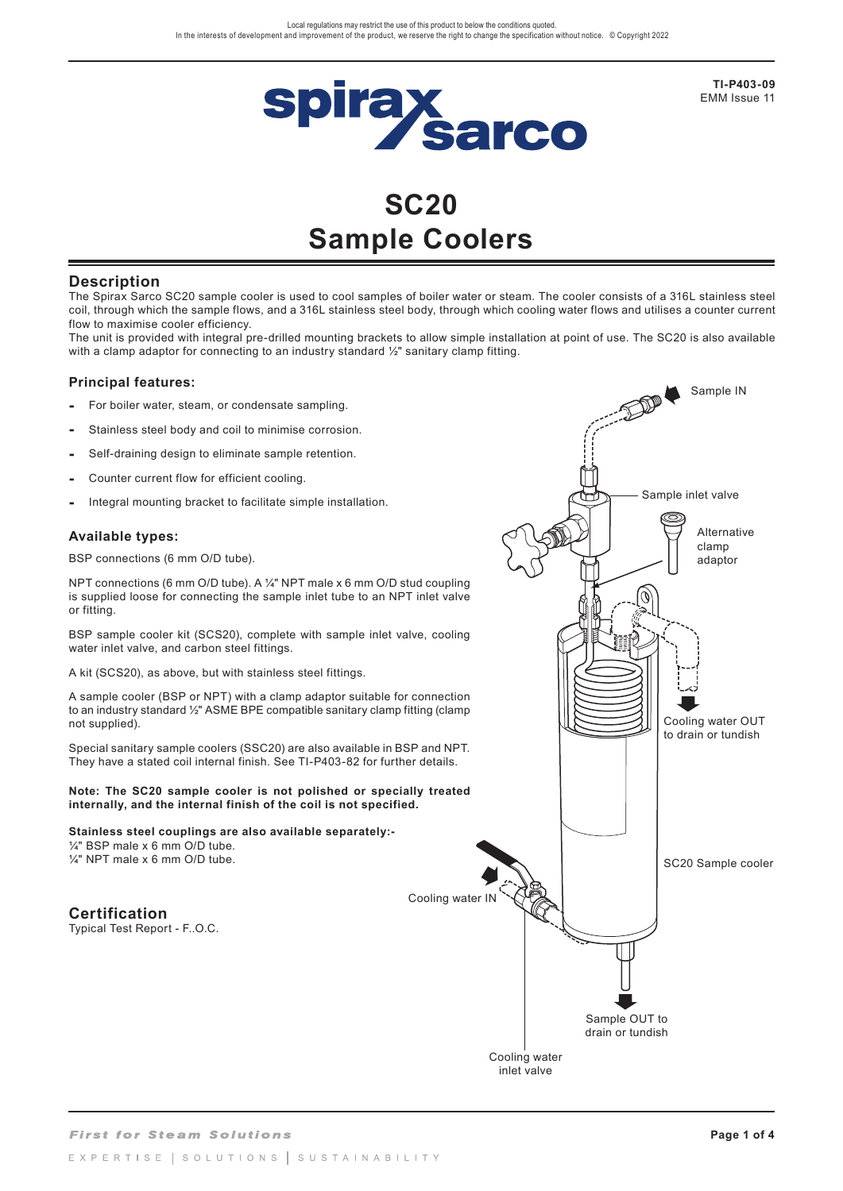Local regulations may restrict the use of this product to below the conditions quoted.
In the interests of development and improvement of the product, we reserve the right to change the specification without notice. © Copyright 2022

**TI-P403-09**
EMM Issue 11

# SC20 Sample Coolers

## Description

The Spirax Sarco SC20 sample cooler is used to cool samples of boiler water or steam. The cooler consists of a 316L stainless steel coil, through which the sample flows, and a 316L stainless steel body, through which cooling water flows and utilises a counter current flow to maximise cooler efficiency.

The unit is provided with integral pre-drilled mounting brackets to allow simple installation at point of use. The SC20 is also available with a clamp adaptor for connecting to an industry standard ½" sanitary clamp fitting.

### Principal features:

- For boiler water, steam, or condensate sampling.
- Stainless steel body and coil to minimise corrosion.
- Self-draining design to eliminate sample retention.
- Counter current flow for efficient cooling.
- Integral mounting bracket to facilitate simple installation.

### Available types:

BSP connections (6 mm O/D tube).

NPT connections (6 mm O/D tube). A ¼" NPT male x 6 mm O/D stud coupling is supplied loose for connecting the sample inlet tube to an NPT inlet valve or fitting.

BSP sample cooler kit (SCS20), complete with sample inlet valve, cooling water inlet valve, and carbon steel fittings.

A kit (SCS20), as above, but with stainless steel fittings.

A sample cooler (BSP or NPT) with a clamp adaptor suitable for connection to an industry standard ½" ASME BPE compatible sanitary clamp fitting (clamp not supplied).

Special sanitary sample coolers (SSC20) are also available in BSP and NPT. They have a stated coil internal finish. See TI-P403-82 for further details.

**Note: The SC20 sample cooler is not polished or specially treated internally, and the internal finish of the coil is not specified.**

**Stainless steel couplings are also available separately:-**
¼" BSP male x 6 mm O/D tube.
¼" NPT male x 6 mm O/D tube.

Sample IN

Sample inlet valve

Alternative clamp adaptor

Cooling water OUT to drain or tundish

SC20 Sample cooler

Cooling water IN

Sample OUT to drain or tundish

Cooling water inlet valve

## Certification

Typical Test Report - F..O.C.

*First for Steam Solutions*

EXPERTISE | SOLUTIONS | SUSTAINABILITY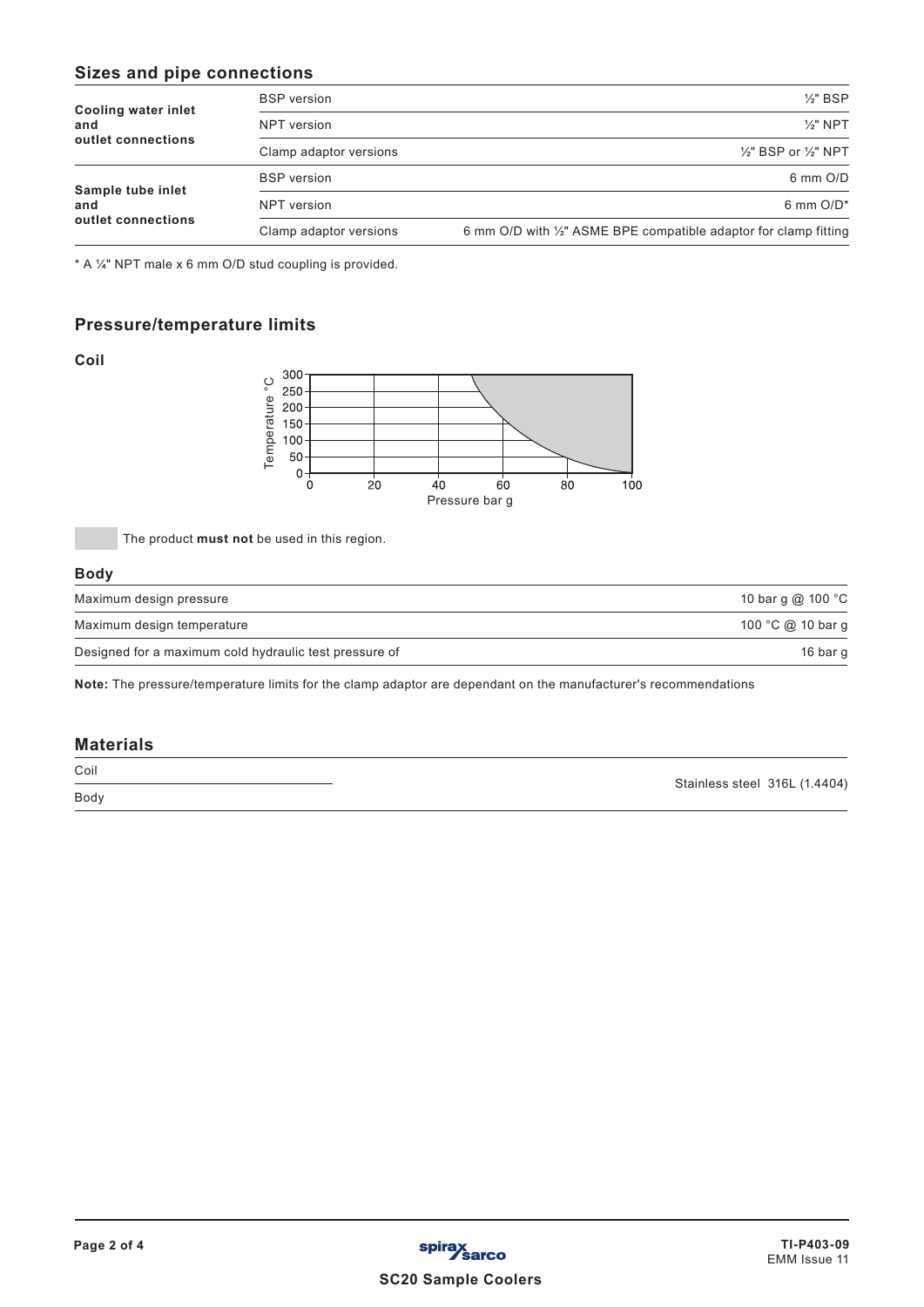## Sizes and pipe connections

| | | |
|---|---|---|
| **Cooling water inlet and outlet connections** | BSP version | ½" BSP |
| | NPT version | ½" NPT |
| | Clamp adaptor versions | ½" BSP or ½" NPT |
| **Sample tube inlet and outlet connections** | BSP version | 6 mm O/D |
| | NPT version | 6 mm O/D* |
| | Clamp adaptor versions | 6 mm O/D with ½" ASME BPE compatible adaptor for clamp fitting |

* A ¼" NPT male x 6 mm O/D stud coupling is provided.

## Pressure/temperature limits

### Coil

The product **must not** be used in this region.

### Body

| | |
|---|---|
| Maximum design pressure | 10 bar g @ 100 °C |
| Maximum design temperature | 100 °C @ 10 bar g |
| Designed for a maximum cold hydraulic test pressure of | 16 bar g |

**Note:** The pressure/temperature limits for the clamp adaptor are dependant on the manufacturer's recommendations

## Materials

| | |
|---|---|
| Coil | Stainless steel 316L (1.4404) |
| Body | Stainless steel 316L (1.4404) |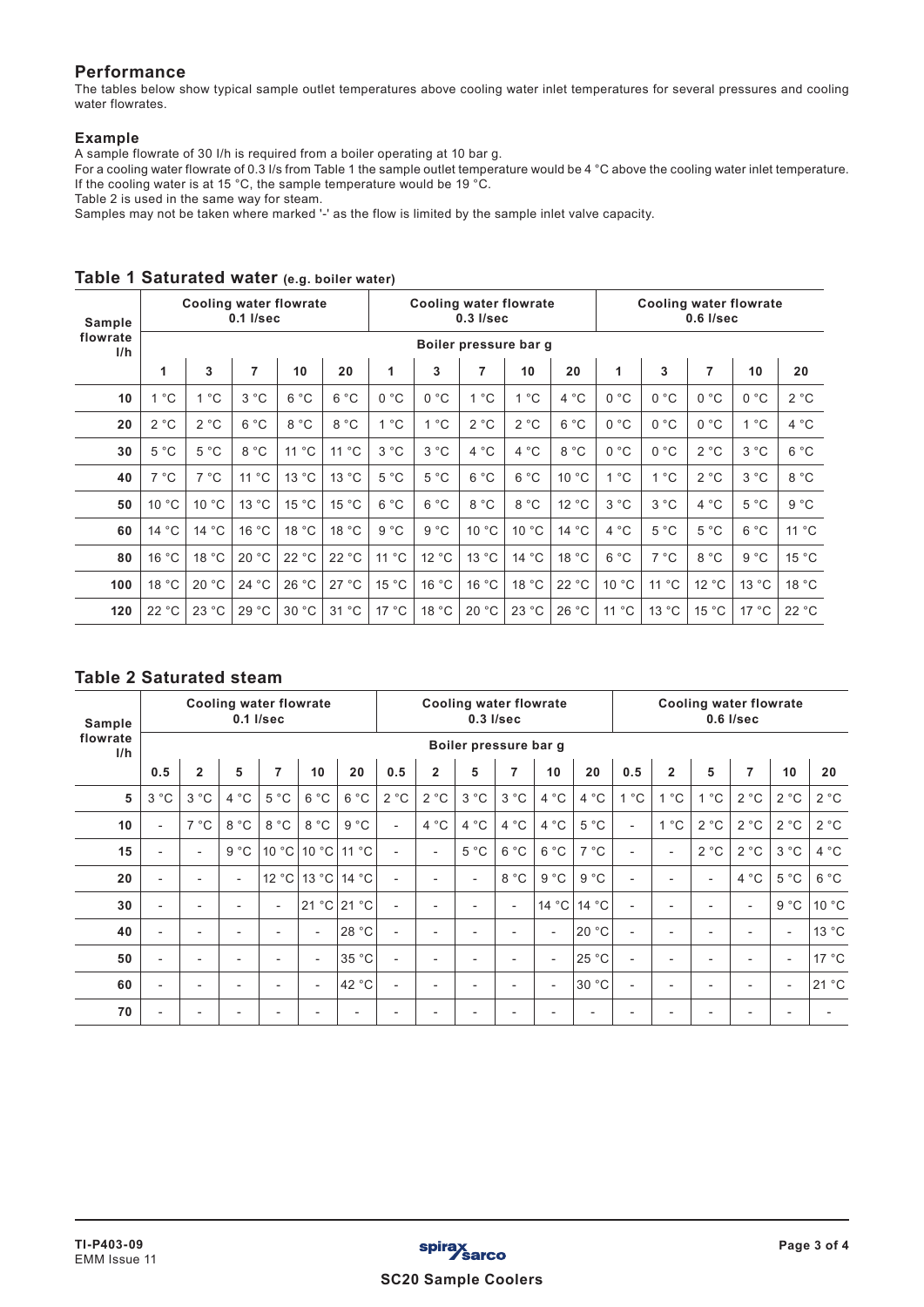## Performance

The tables below show typical sample outlet temperatures above cooling water inlet temperatures for several pressures and cooling water flowrates.

### Example

A sample flowrate of 30 l/h is required from a boiler operating at 10 bar g.

For a cooling water flowrate of 0.3 l/s from Table 1 the sample outlet temperature would be 4 °C above the cooling water inlet temperature. If the cooling water is at 15 °C, the sample temperature would be 19 °C.

Table 2 is used in the same way for steam.

Samples may not be taken where marked '-' as the flow is limited by the sample inlet valve capacity.

## Table 1 Saturated water (e.g. boiler water)

| Sample flowrate l/h | Cooling water flowrate 0.1 l/sec | | | | | Cooling water flowrate 0.3 l/sec | | | | | Cooling water flowrate 0.6 l/sec | | | | |
|---|---|---|---|---|---|---|---|---|---|---|---|---|---|---|---|
| | Boiler pressure bar g | | | | | | | | | | | | | | |
| | 1 | 3 | 7 | 10 | 20 | 1 | 3 | 7 | 10 | 20 | 1 | 3 | 7 | 10 | 20 |
| 10 | 1 °C | 1 °C | 3 °C | 6 °C | 6 °C | 0 °C | 0 °C | 1 °C | 1 °C | 4 °C | 0 °C | 0 °C | 0 °C | 0 °C | 2 °C |
| 20 | 2 °C | 2 °C | 6 °C | 8 °C | 8 °C | 1 °C | 1 °C | 2 °C | 2 °C | 6 °C | 0 °C | 0 °C | 0 °C | 1 °C | 4 °C |
| 30 | 5 °C | 5 °C | 8 °C | 11 °C | 11 °C | 3 °C | 3 °C | 4 °C | 4 °C | 8 °C | 0 °C | 0 °C | 2 °C | 3 °C | 6 °C |
| 40 | 7 °C | 7 °C | 11 °C | 13 °C | 13 °C | 5 °C | 5 °C | 6 °C | 6 °C | 10 °C | 1 °C | 1 °C | 2 °C | 3 °C | 8 °C |
| 50 | 10 °C | 10 °C | 13 °C | 15 °C | 15 °C | 6 °C | 6 °C | 8 °C | 8 °C | 12 °C | 3 °C | 3 °C | 4 °C | 5 °C | 9 °C |
| 60 | 14 °C | 14 °C | 16 °C | 18 °C | 18 °C | 9 °C | 9 °C | 10 °C | 10 °C | 14 °C | 4 °C | 5 °C | 5 °C | 6 °C | 11 °C |
| 80 | 16 °C | 18 °C | 20 °C | 22 °C | 22 °C | 11 °C | 12 °C | 13 °C | 14 °C | 18 °C | 6 °C | 7 °C | 8 °C | 9 °C | 15 °C |
| 100 | 18 °C | 20 °C | 24 °C | 26 °C | 27 °C | 15 °C | 16 °C | 16 °C | 18 °C | 22 °C | 10 °C | 11 °C | 12 °C | 13 °C | 18 °C |
| 120 | 22 °C | 23 °C | 29 °C | 30 °C | 31 °C | 17 °C | 18 °C | 20 °C | 23 °C | 26 °C | 11 °C | 13 °C | 15 °C | 17 °C | 22 °C |

## Table 2 Saturated steam

| Sample flowrate l/h | Cooling water flowrate 0.1 l/sec | | | | | | Cooling water flowrate 0.3 l/sec | | | | | | Cooling water flowrate 0.6 l/sec | | | | | |
|---|---|---|---|---|---|---|---|---|---|---|---|---|---|---|---|---|---|---|
| | Boiler pressure bar g | | | | | | | | | | | | | | | | | |
| | 0.5 | 2 | 5 | 7 | 10 | 20 | 0.5 | 2 | 5 | 7 | 10 | 20 | 0.5 | 2 | 5 | 7 | 10 | 20 |
| 5 | 3 °C | 3 °C | 4 °C | 5 °C | 6 °C | 6 °C | 2 °C | 2 °C | 3 °C | 3 °C | 4 °C | 4 °C | 1 °C | 1 °C | 1 °C | 2 °C | 2 °C | 2 °C |
| 10 | - | 7 °C | 8 °C | 8 °C | 8 °C | 9 °C | - | 4 °C | 4 °C | 4 °C | 4 °C | 5 °C | - | 1 °C | 2 °C | 2 °C | 2 °C | 2 °C |
| 15 | - | - | 9 °C | 10 °C | 10 °C | 11 °C | - | - | 5 °C | 6 °C | 6 °C | 7 °C | - | - | 2 °C | 2 °C | 3 °C | 4 °C |
| 20 | - | - | - | 12 °C | 13 °C | 14 °C | - | - | - | 8 °C | 9 °C | 9 °C | - | - | - | 4 °C | 5 °C | 6 °C |
| 30 | - | - | - | - | 21 °C | 21 °C | - | - | - | - | 14 °C | 14 °C | - | - | - | - | 9 °C | 10 °C |
| 40 | - | - | - | - | - | 28 °C | - | - | - | - | - | 20 °C | - | - | - | - | - | 13 °C |
| 50 | - | - | - | - | - | 35 °C | - | - | - | - | - | 25 °C | - | - | - | - | - | 17 °C |
| 60 | - | - | - | - | - | 42 °C | - | - | - | - | - | 30 °C | - | - | - | - | - | 21 °C |
| 70 | - | - | - | - | - | - | - | - | - | - | - | - | - | - | - | - | - | - |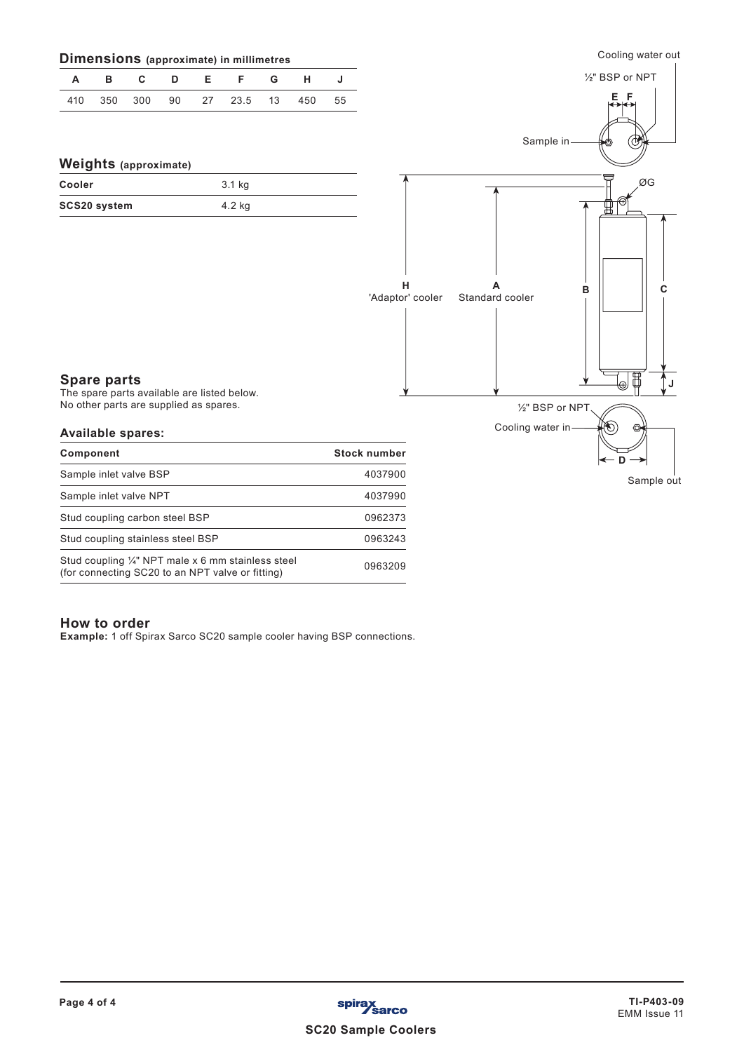## Dimensions (approximate) in millimetres

| A | B | C | D | E | F | G | H | J |
|---|---|---|---|---|---|---|---|---|
| 410 | 350 | 300 | 90 | 27 | 23.5 | 13 | 450 | 55 |

## Weights (approximate)

| | |
|---|---|
| **Cooler** | 3.1 kg |
| **SCS20 system** | 4.2 kg |

Cooling water out

½" BSP or NPT

E F

Sample in

ØG

H
'Adaptor' cooler

A
Standard cooler

B

C

J

½" BSP or NPT

Cooling water in

D

Sample out

## Spare parts

The spare parts available are listed below.
No other parts are supplied as spares.

### Available spares:

| Component | Stock number |
|---|---|
| Sample inlet valve BSP | 4037900 |
| Sample inlet valve NPT | 4037990 |
| Stud coupling carbon steel BSP | 0962373 |
| Stud coupling stainless steel BSP | 0963243 |
| Stud coupling ¼" NPT male x 6 mm stainless steel (for connecting SC20 to an NPT valve or fitting) | 0963209 |

## How to order

**Example:** 1 off Spirax Sarco SC20 sample cooler having BSP connections.